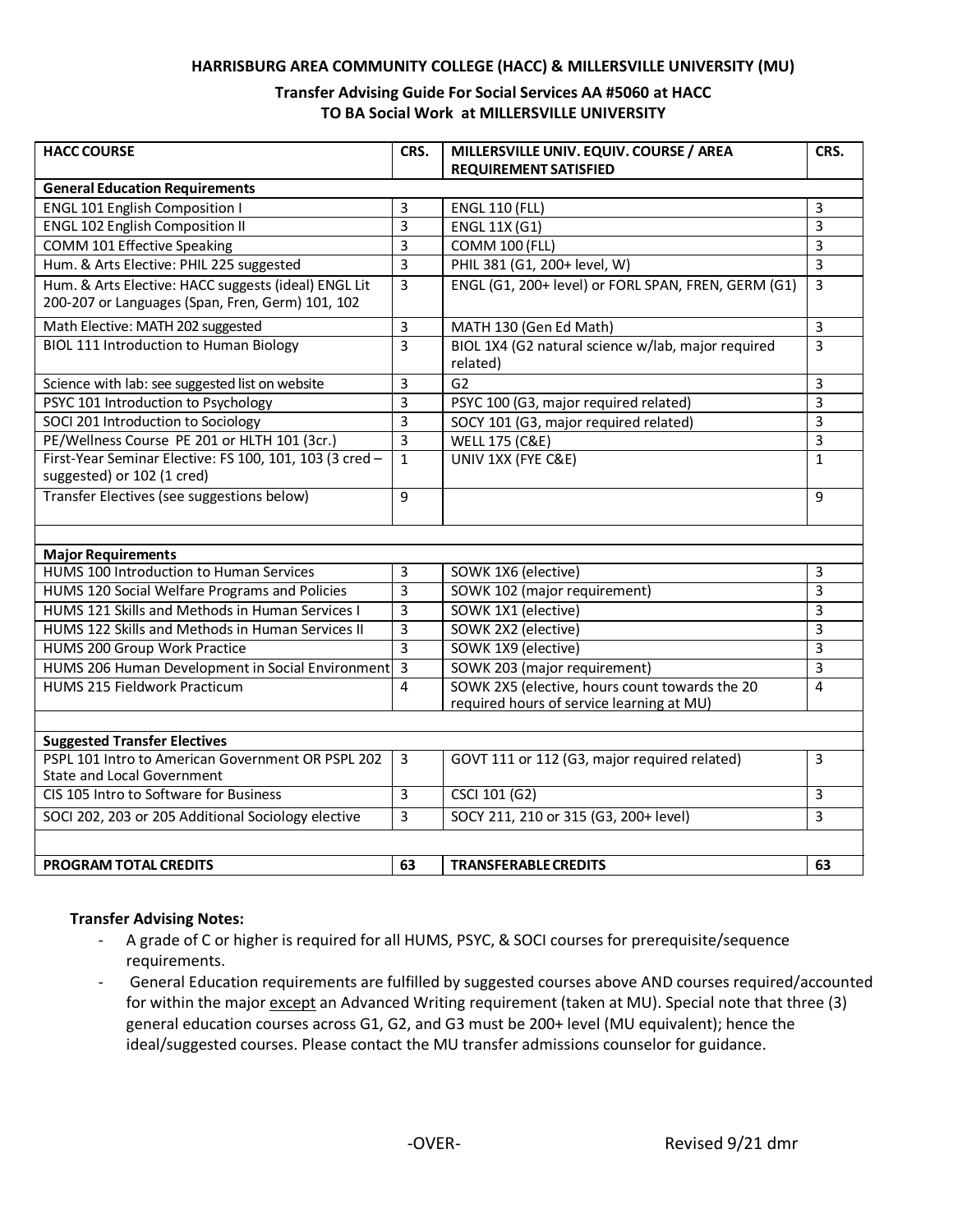**HARRISBURG AREA COMMUNITY COLLEGE (HACC) & MILLERSVILLE UNIVERSITY (MU)**

**Transfer Advising Guide For Social Services AA #5060 at HACC TO BA Social Work at MILLERSVILLE UNIVERSITY**

| HACC COURSE | CRS. | MILLERSVILLE UNIV. EQUIV. COURSE / AREA REQUIREMENT SATISFIED | CRS. |
|---|---|---|---|
| **General Education Requirements** | | | |
| ENGL 101 English Composition I | 3 | ENGL 110 (FLL) | 3 |
| ENGL 102 English Composition II | 3 | ENGL 11X (G1) | 3 |
| COMM 101 Effective Speaking | 3 | COMM 100 (FLL) | 3 |
| Hum. & Arts Elective: PHIL 225 suggested | 3 | PHIL 381 (G1, 200+ level, W) | 3 |
| Hum. & Arts Elective: HACC suggests (ideal) ENGL Lit 200-207 or Languages (Span, Fren, Germ) 101, 102 | 3 | ENGL (G1, 200+ level) or FORL SPAN, FREN, GERM (G1) | 3 |
| Math Elective: MATH 202 suggested | 3 | MATH 130 (Gen Ed Math) | 3 |
| BIOL 111 Introduction to Human Biology | 3 | BIOL 1X4 (G2 natural science w/lab, major required related) | 3 |
| Science with lab: see suggested list on website | 3 | G2 | 3 |
| PSYC 101 Introduction to Psychology | 3 | PSYC 100 (G3, major required related) | 3 |
| SOCI 201 Introduction to Sociology | 3 | SOCY 101 (G3, major required related) | 3 |
| PE/Wellness Course PE 201 or HLTH 101 (3cr.) | 3 | WELL 175 (C&E) | 3 |
| First-Year Seminar Elective: FS 100, 101, 103 (3 cred – suggested) or 102 (1 cred) | 1 | UNIV 1XX (FYE C&E) | 1 |
| Transfer Electives (see suggestions below) | 9 | | 9 |
| | | | |
| **Major Requirements** | | | |
| HUMS 100 Introduction to Human Services | 3 | SOWK 1X6 (elective) | 3 |
| HUMS 120 Social Welfare Programs and Policies | 3 | SOWK 102 (major requirement) | 3 |
| HUMS 121 Skills and Methods in Human Services I | 3 | SOWK 1X1 (elective) | 3 |
| HUMS 122 Skills and Methods in Human Services II | 3 | SOWK 2X2 (elective) | 3 |
| HUMS 200 Group Work Practice | 3 | SOWK 1X9 (elective) | 3 |
| HUMS 206 Human Development in Social Environment | 3 | SOWK 203 (major requirement) | 3 |
| HUMS 215 Fieldwork Practicum | 4 | SOWK 2X5 (elective, hours count towards the 20 required hours of service learning at MU) | 4 |
| | | | |
| **Suggested Transfer Electives** | | | |
| PSPL 101 Intro to American Government OR PSPL 202 State and Local Government | 3 | GOVT 111 or 112 (G3, major required related) | 3 |
| CIS 105 Intro to Software for Business | 3 | CSCI 101 (G2) | 3 |
| SOCI 202, 203 or 205 Additional Sociology elective | 3 | SOCY 211, 210 or 315 (G3, 200+ level) | 3 |
| | | | |
| **PROGRAM TOTAL CREDITS** | **63** | **TRANSFERABLE CREDITS** | **63** |

**Transfer Advising Notes:**

- A grade of C or higher is required for all HUMS, PSYC, & SOCI courses for prerequisite/sequence requirements.
- General Education requirements are fulfilled by suggested courses above AND courses required/accounted for within the major <u>except</u> an Advanced Writing requirement (taken at MU). Special note that three (3) general education courses across G1, G2, and G3 must be 200+ level (MU equivalent); hence the ideal/suggested courses. Please contact the MU transfer admissions counselor for guidance.

-OVER-

Revised 9/21 dmr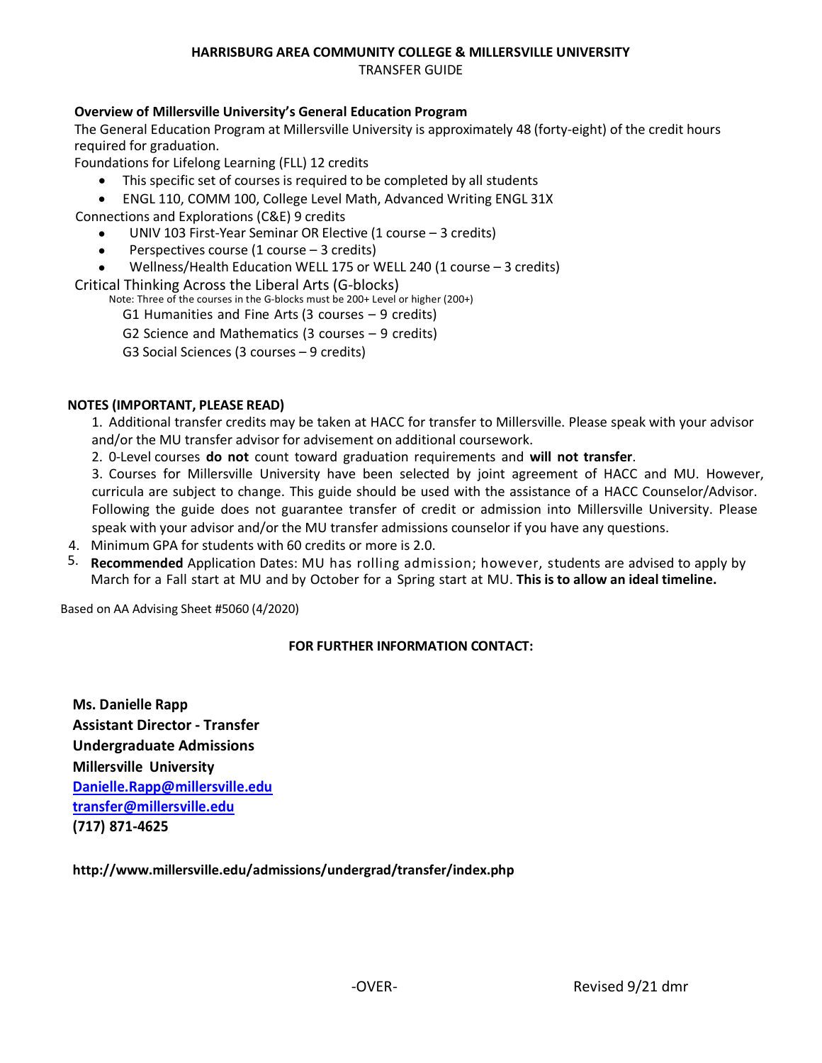**HARRISBURG AREA COMMUNITY COLLEGE & MILLERSVILLE UNIVERSITY**

TRANSFER GUIDE

**Overview of Millersville University's General Education Program**

The General Education Program at Millersville University is approximately 48 (forty-eight) of the credit hours required for graduation.

Foundations for Lifelong Learning (FLL) 12 credits

- This specific set of courses is required to be completed by all students
- ENGL 110, COMM 100, College Level Math, Advanced Writing ENGL 31X

Connections and Explorations (C&E) 9 credits

- UNIV 103 First-Year Seminar OR Elective (1 course – 3 credits)
- Perspectives course (1 course – 3 credits)
- Wellness/Health Education WELL 175 or WELL 240 (1 course – 3 credits)

Critical Thinking Across the Liberal Arts (G-blocks)

Note: Three of the courses in the G-blocks must be 200+ Level or higher (200+)

G1 Humanities and Fine Arts (3 courses – 9 credits)

G2 Science and Mathematics (3 courses – 9 credits)

G3 Social Sciences (3 courses – 9 credits)

**NOTES (IMPORTANT, PLEASE READ)**

1. Additional transfer credits may be taken at HACC for transfer to Millersville. Please speak with your advisor and/or the MU transfer advisor for advisement on additional coursework.
2. 0-Level courses **do not** count toward graduation requirements and **will not transfer**.
3. Courses for Millersville University have been selected by joint agreement of HACC and MU. However, curricula are subject to change. This guide should be used with the assistance of a HACC Counselor/Advisor. Following the guide does not guarantee transfer of credit or admission into Millersville University. Please speak with your advisor and/or the MU transfer admissions counselor if you have any questions.
4. Minimum GPA for students with 60 credits or more is 2.0.
5. **Recommended** Application Dates: MU has rolling admission; however, students are advised to apply by March for a Fall start at MU and by October for a Spring start at MU. **This is to allow an ideal timeline.**

Based on AA Advising Sheet #5060 (4/2020)

**FOR FURTHER INFORMATION CONTACT:**

**Ms. Danielle Rapp**
**Assistant Director - Transfer**
**Undergraduate Admissions**
**Millersville University**
**Danielle.Rapp@millersville.edu**
**transfer@millersville.edu**
**(717) 871-4625**

**http://www.millersville.edu/admissions/undergrad/transfer/index.php**

-OVER-

Revised 9/21 dmr